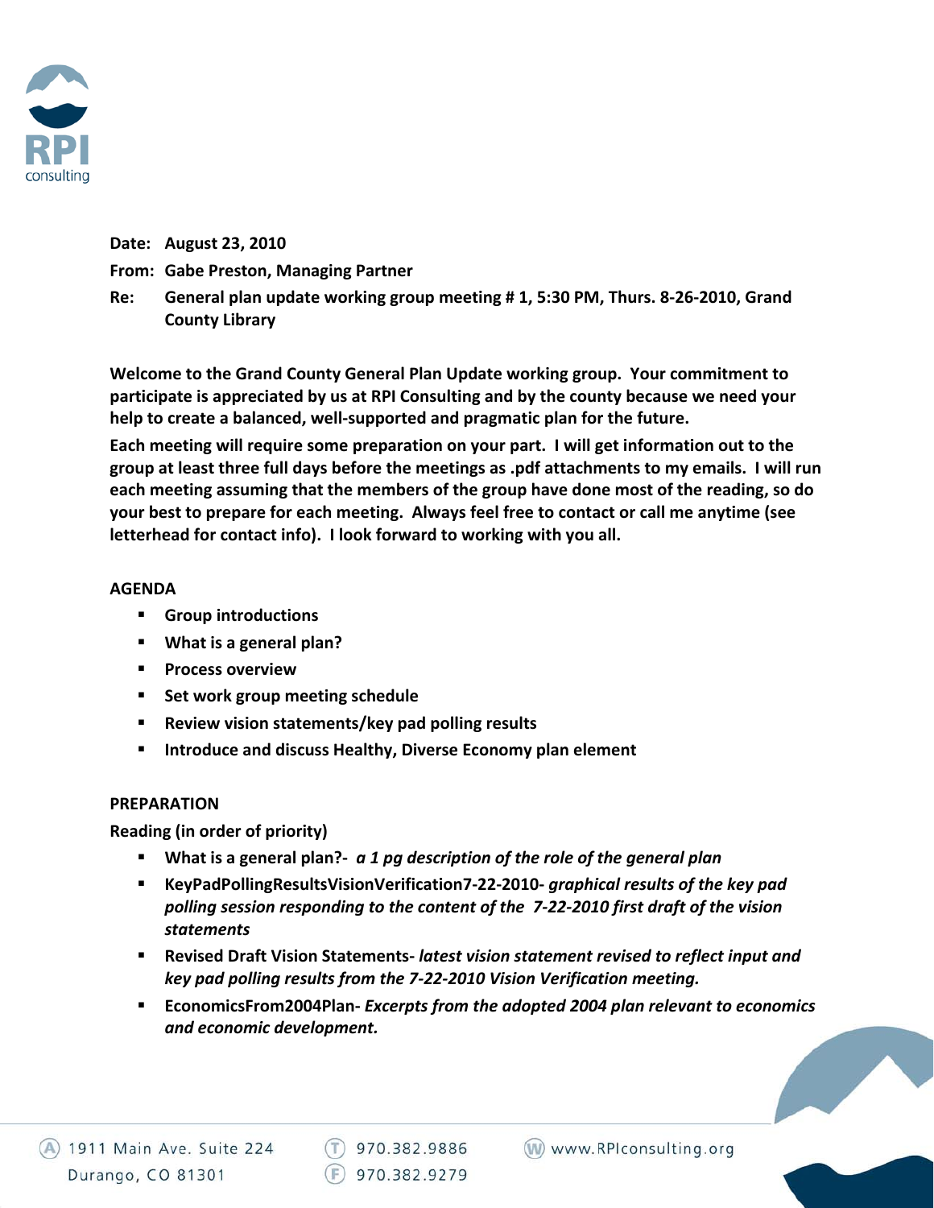RPI consulting

**Date:** **August 23, 2010**

**From:** **Gabe Preston, Managing Partner**

**Re:** **General plan update working group meeting # 1, 5:30 PM, Thurs. 8-26-2010, Grand County Library**

**Welcome to the Grand County General Plan Update working group. Your commitment to participate is appreciated by us at RPI Consulting and by the county because we need your help to create a balanced, well-supported and pragmatic plan for the future.**

**Each meeting will require some preparation on your part. I will get information out to the group at least three full days before the meetings as .pdf attachments to my emails. I will run each meeting assuming that the members of the group have done most of the reading, so do your best to prepare for each meeting. Always feel free to contact or call me anytime (see letterhead for contact info). I look forward to working with you all.**

## AGENDA

- **Group introductions**
- **What is a general plan?**
- **Process overview**
- **Set work group meeting schedule**
- **Review vision statements/key pad polling results**
- **Introduce and discuss Healthy, Diverse Economy plan element**

## PREPARATION

**Reading (in order of priority)**

- **What is a general plan?-** ***a 1 pg description of the role of the general plan***
- **KeyPadPollingResultsVisionVerification7-22-2010-** ***graphical results of the key pad polling session responding to the content of the 7-22-2010 first draft of the vision statements***
- **Revised Draft Vision Statements-** ***latest vision statement revised to reflect input and key pad polling results from the 7-22-2010 Vision Verification meeting.***
- **EconomicsFrom2004Plan-** ***Excerpts from the adopted 2004 plan relevant to economics and economic development.***

1911 Main Ave. Suite 224
Durango, CO 81301

T 970.382.9886
F 970.382.9279

W www.RPIconsulting.org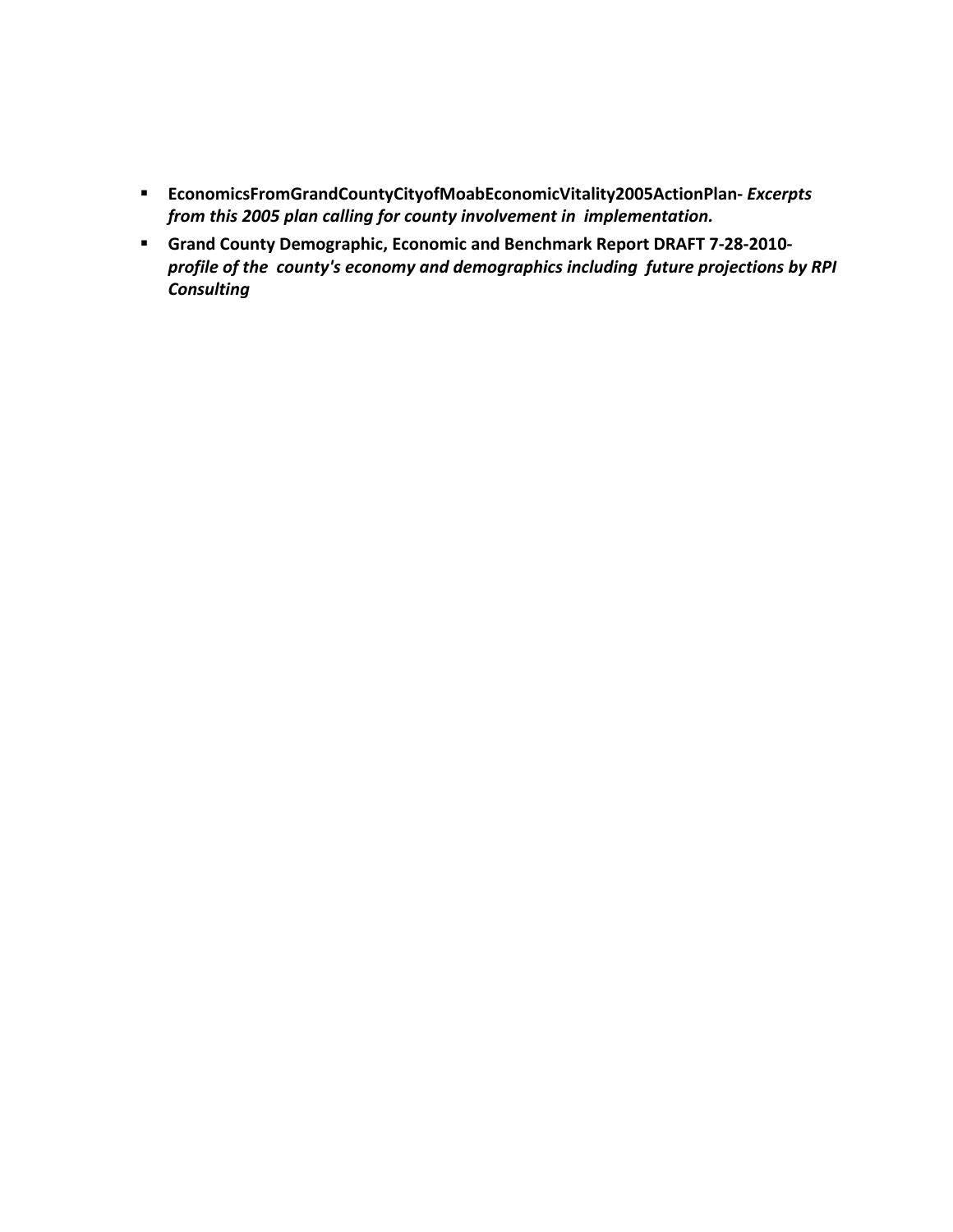- **EconomicsFromGrandCountyCityofMoabEconomicVitality2005ActionPlan-** ***Excerpts from this 2005 plan calling for county involvement in implementation.***
- **Grand County Demographic, Economic and Benchmark Report DRAFT 7-28-2010-** ***profile of the county's economy and demographics including future projections by RPI Consulting***